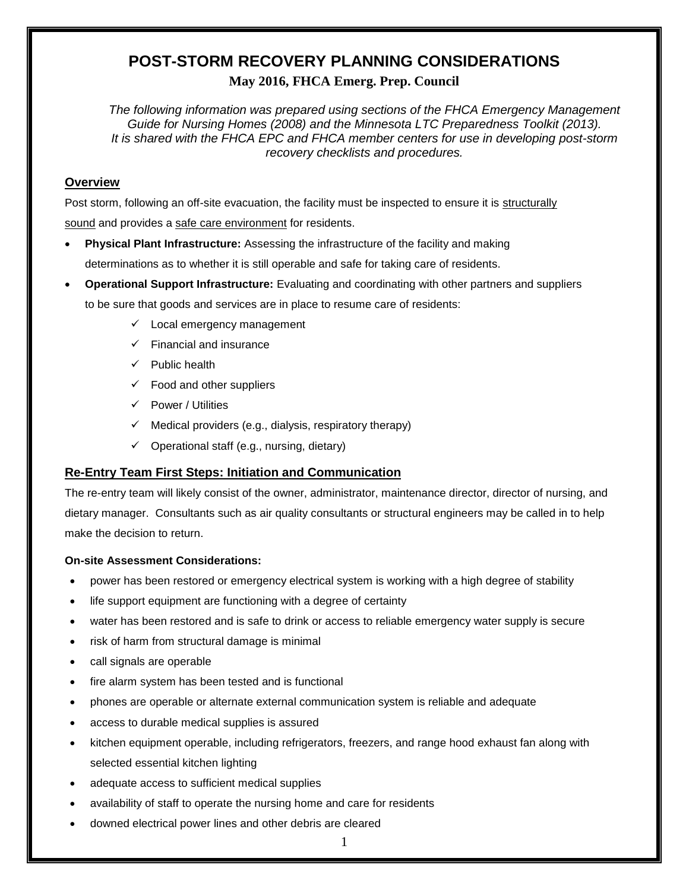# POST-STORM RECOVERY PLANNING CONSIDERATIONS

**May 2016, FHCA Emerg. Prep. Council**

*The following information was prepared using sections of the FHCA Emergency Management Guide for Nursing Homes (2008) and the Minnesota LTC Preparedness Toolkit (2013). It is shared with the FHCA EPC and FHCA member centers for use in developing post-storm recovery checklists and procedures.*

## Overview

Post storm, following an off-site evacuation, the facility must be inspected to ensure it is <u>structurally sound</u> and provides a <u>safe care environment</u> for residents.

- **Physical Plant Infrastructure:** Assessing the infrastructure of the facility and making determinations as to whether it is still operable and safe for taking care of residents.
- **Operational Support Infrastructure:** Evaluating and coordinating with other partners and suppliers to be sure that goods and services are in place to resume care of residents:
  - ✓ Local emergency management
  - ✓ Financial and insurance
  - ✓ Public health
  - ✓ Food and other suppliers
  - ✓ Power / Utilities
  - ✓ Medical providers (e.g., dialysis, respiratory therapy)
  - ✓ Operational staff (e.g., nursing, dietary)

## Re-Entry Team First Steps: Initiation and Communication

The re-entry team will likely consist of the owner, administrator, maintenance director, director of nursing, and dietary manager. Consultants such as air quality consultants or structural engineers may be called in to help make the decision to return.

**On-site Assessment Considerations:**

- power has been restored or emergency electrical system is working with a high degree of stability
- life support equipment are functioning with a degree of certainty
- water has been restored and is safe to drink or access to reliable emergency water supply is secure
- risk of harm from structural damage is minimal
- call signals are operable
- fire alarm system has been tested and is functional
- phones are operable or alternate external communication system is reliable and adequate
- access to durable medical supplies is assured
- kitchen equipment operable, including refrigerators, freezers, and range hood exhaust fan along with selected essential kitchen lighting
- adequate access to sufficient medical supplies
- availability of staff to operate the nursing home and care for residents
- downed electrical power lines and other debris are cleared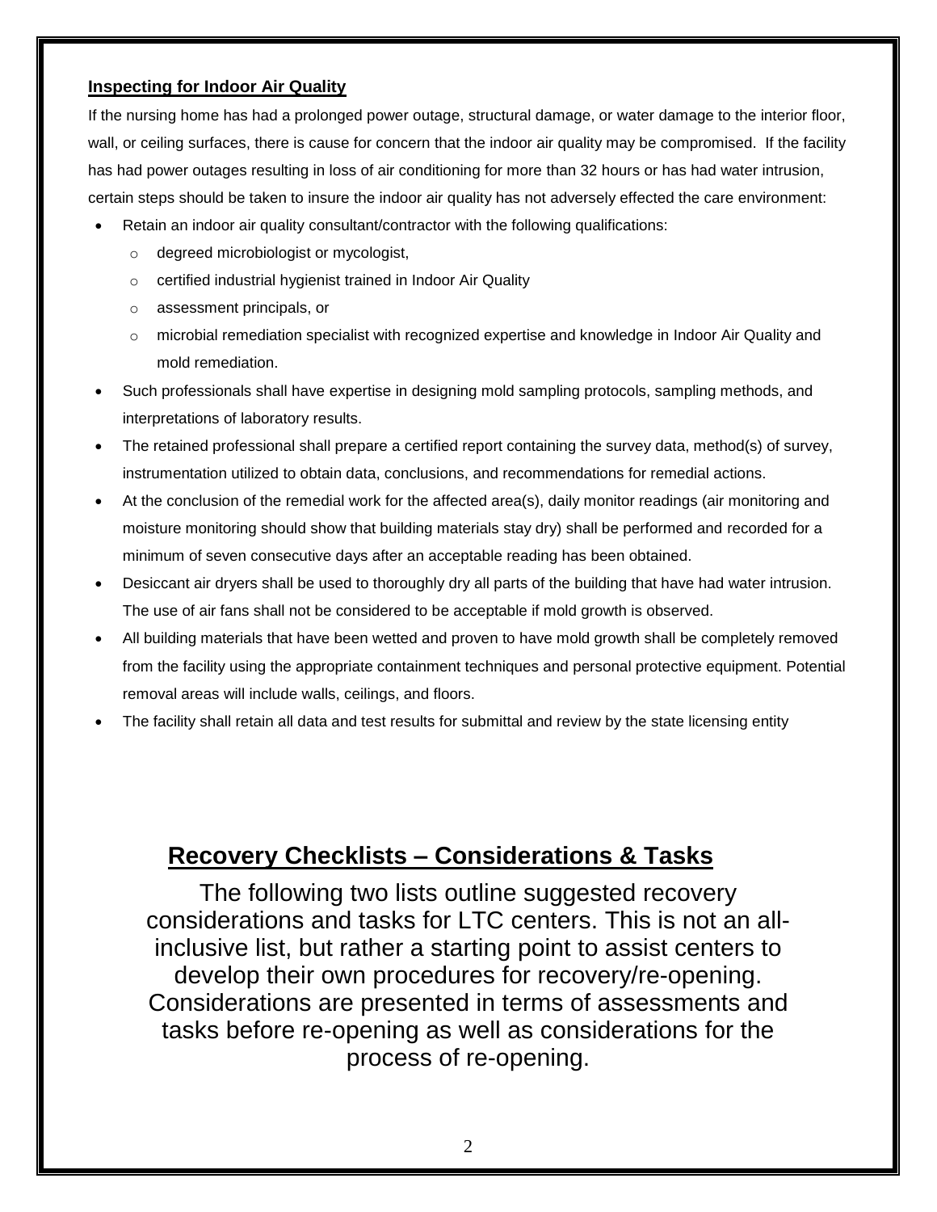**Inspecting for Indoor Air Quality**

If the nursing home has had a prolonged power outage, structural damage, or water damage to the interior floor, wall, or ceiling surfaces, there is cause for concern that the indoor air quality may be compromised. If the facility has had power outages resulting in loss of air conditioning for more than 32 hours or has had water intrusion, certain steps should be taken to insure the indoor air quality has not adversely effected the care environment:

- Retain an indoor air quality consultant/contractor with the following qualifications:
  - degreed microbiologist or mycologist,
  - certified industrial hygienist trained in Indoor Air Quality
  - assessment principals, or
  - microbial remediation specialist with recognized expertise and knowledge in Indoor Air Quality and mold remediation.
- Such professionals shall have expertise in designing mold sampling protocols, sampling methods, and interpretations of laboratory results.
- The retained professional shall prepare a certified report containing the survey data, method(s) of survey, instrumentation utilized to obtain data, conclusions, and recommendations for remedial actions.
- At the conclusion of the remedial work for the affected area(s), daily monitor readings (air monitoring and moisture monitoring should show that building materials stay dry) shall be performed and recorded for a minimum of seven consecutive days after an acceptable reading has been obtained.
- Desiccant air dryers shall be used to thoroughly dry all parts of the building that have had water intrusion. The use of air fans shall not be considered to be acceptable if mold growth is observed.
- All building materials that have been wetted and proven to have mold growth shall be completely removed from the facility using the appropriate containment techniques and personal protective equipment. Potential removal areas will include walls, ceilings, and floors.
- The facility shall retain all data and test results for submittal and review by the state licensing entity

## Recovery Checklists – Considerations & Tasks

The following two lists outline suggested recovery considerations and tasks for LTC centers. This is not an all-inclusive list, but rather a starting point to assist centers to develop their own procedures for recovery/re-opening. Considerations are presented in terms of assessments and tasks before re-opening as well as considerations for the process of re-opening.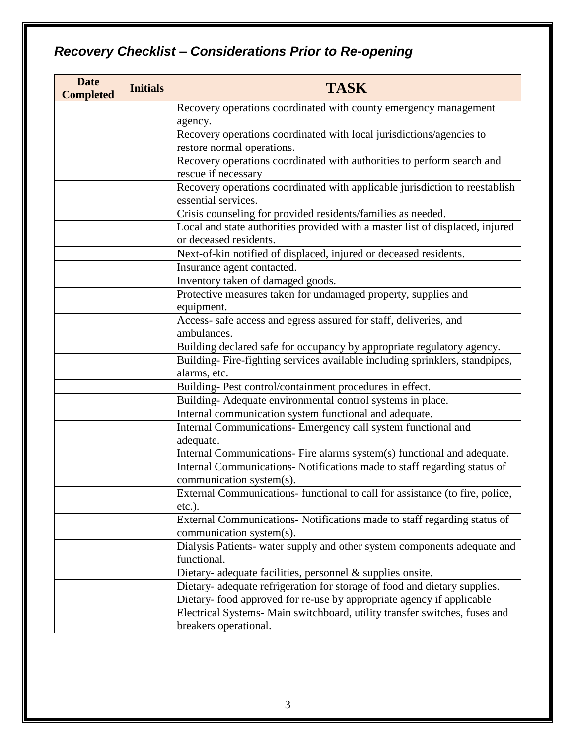## *Recovery Checklist – Considerations Prior to Re-opening*

| Date Completed | Initials | TASK |
|---|---|---|
| | | Recovery operations coordinated with county emergency management agency. |
| | | Recovery operations coordinated with local jurisdictions/agencies to restore normal operations. |
| | | Recovery operations coordinated with authorities to perform search and rescue if necessary |
| | | Recovery operations coordinated with applicable jurisdiction to reestablish essential services. |
| | | Crisis counseling for provided residents/families as needed. |
| | | Local and state authorities provided with a master list of displaced, injured or deceased residents. |
| | | Next-of-kin notified of displaced, injured or deceased residents. |
| | | Insurance agent contacted. |
| | | Inventory taken of damaged goods. |
| | | Protective measures taken for undamaged property, supplies and equipment. |
| | | Access- safe access and egress assured for staff, deliveries, and ambulances. |
| | | Building declared safe for occupancy by appropriate regulatory agency. |
| | | Building- Fire-fighting services available including sprinklers, standpipes, alarms, etc. |
| | | Building- Pest control/containment procedures in effect. |
| | | Building- Adequate environmental control systems in place. |
| | | Internal communication system functional and adequate. |
| | | Internal Communications- Emergency call system functional and adequate. |
| | | Internal Communications- Fire alarms system(s) functional and adequate. |
| | | Internal Communications- Notifications made to staff regarding status of communication system(s). |
| | | External Communications- functional to call for assistance (to fire, police, etc.). |
| | | External Communications- Notifications made to staff regarding status of communication system(s). |
| | | Dialysis Patients- water supply and other system components adequate and functional. |
| | | Dietary- adequate facilities, personnel & supplies onsite. |
| | | Dietary- adequate refrigeration for storage of food and dietary supplies. |
| | | Dietary- food approved for re-use by appropriate agency if applicable |
| | | Electrical Systems- Main switchboard, utility transfer switches, fuses and breakers operational. |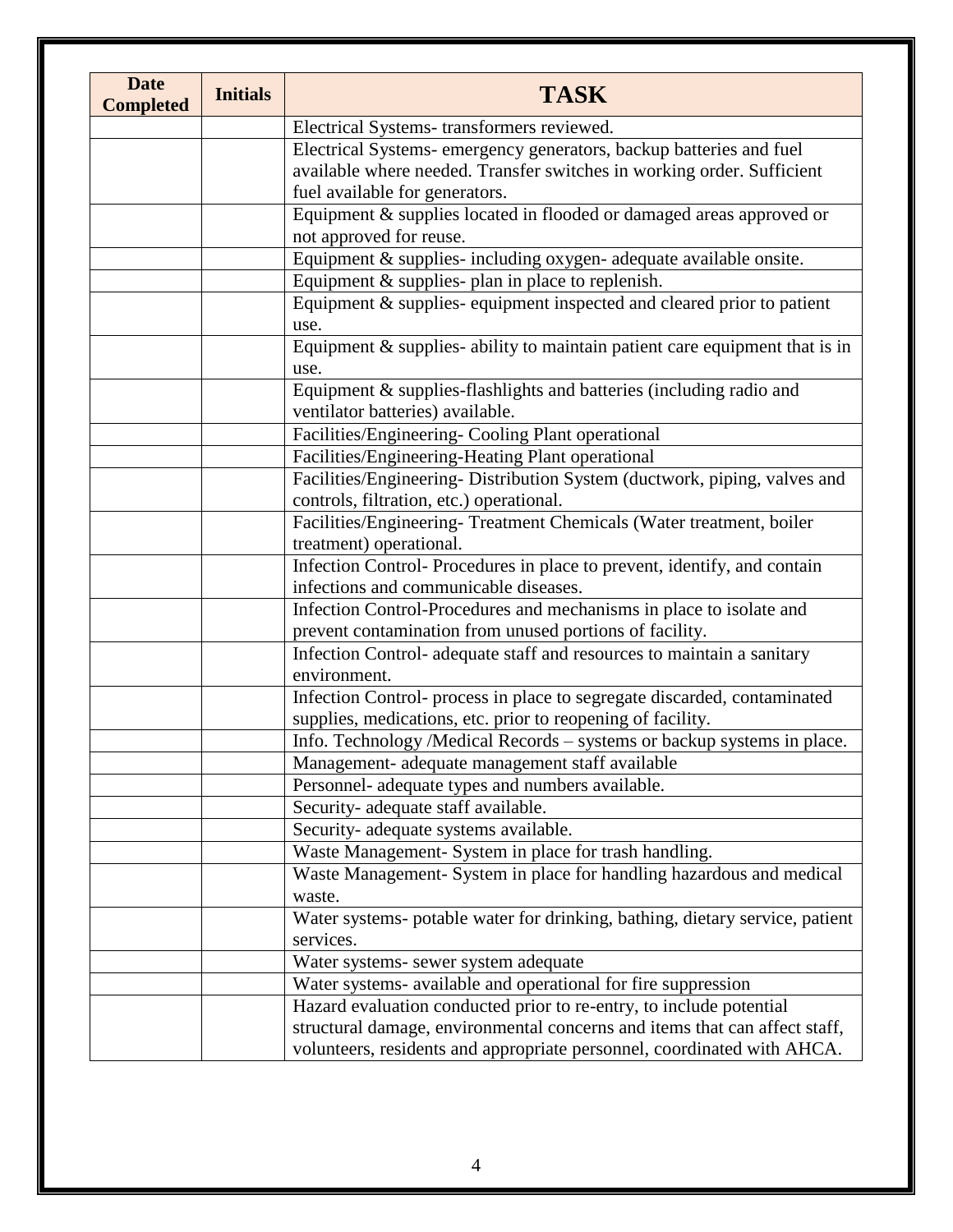| Date Completed | Initials | TASK |
| --- | --- | --- |
| | | Electrical Systems- transformers reviewed. |
| | | Electrical Systems- emergency generators, backup batteries and fuel available where needed. Transfer switches in working order. Sufficient fuel available for generators. |
| | | Equipment & supplies located in flooded or damaged areas approved or not approved for reuse. |
| | | Equipment & supplies- including oxygen- adequate available onsite. |
| | | Equipment & supplies- plan in place to replenish. |
| | | Equipment & supplies- equipment inspected and cleared prior to patient use. |
| | | Equipment & supplies- ability to maintain patient care equipment that is in use. |
| | | Equipment & supplies-flashlights and batteries (including radio and ventilator batteries) available. |
| | | Facilities/Engineering- Cooling Plant operational |
| | | Facilities/Engineering-Heating Plant operational |
| | | Facilities/Engineering- Distribution System (ductwork, piping, valves and controls, filtration, etc.) operational. |
| | | Facilities/Engineering- Treatment Chemicals (Water treatment, boiler treatment) operational. |
| | | Infection Control- Procedures in place to prevent, identify, and contain infections and communicable diseases. |
| | | Infection Control-Procedures and mechanisms in place to isolate and prevent contamination from unused portions of facility. |
| | | Infection Control- adequate staff and resources to maintain a sanitary environment. |
| | | Infection Control- process in place to segregate discarded, contaminated supplies, medications, etc. prior to reopening of facility. |
| | | Info. Technology /Medical Records – systems or backup systems in place. |
| | | Management- adequate management staff available |
| | | Personnel- adequate types and numbers available. |
| | | Security- adequate staff available. |
| | | Security- adequate systems available. |
| | | Waste Management- System in place for trash handling. |
| | | Waste Management- System in place for handling hazardous and medical waste. |
| | | Water systems- potable water for drinking, bathing, dietary service, patient services. |
| | | Water systems- sewer system adequate |
| | | Water systems- available and operational for fire suppression |
| | | Hazard evaluation conducted prior to re-entry, to include potential structural damage, environmental concerns and items that can affect staff, volunteers, residents and appropriate personnel, coordinated with AHCA. |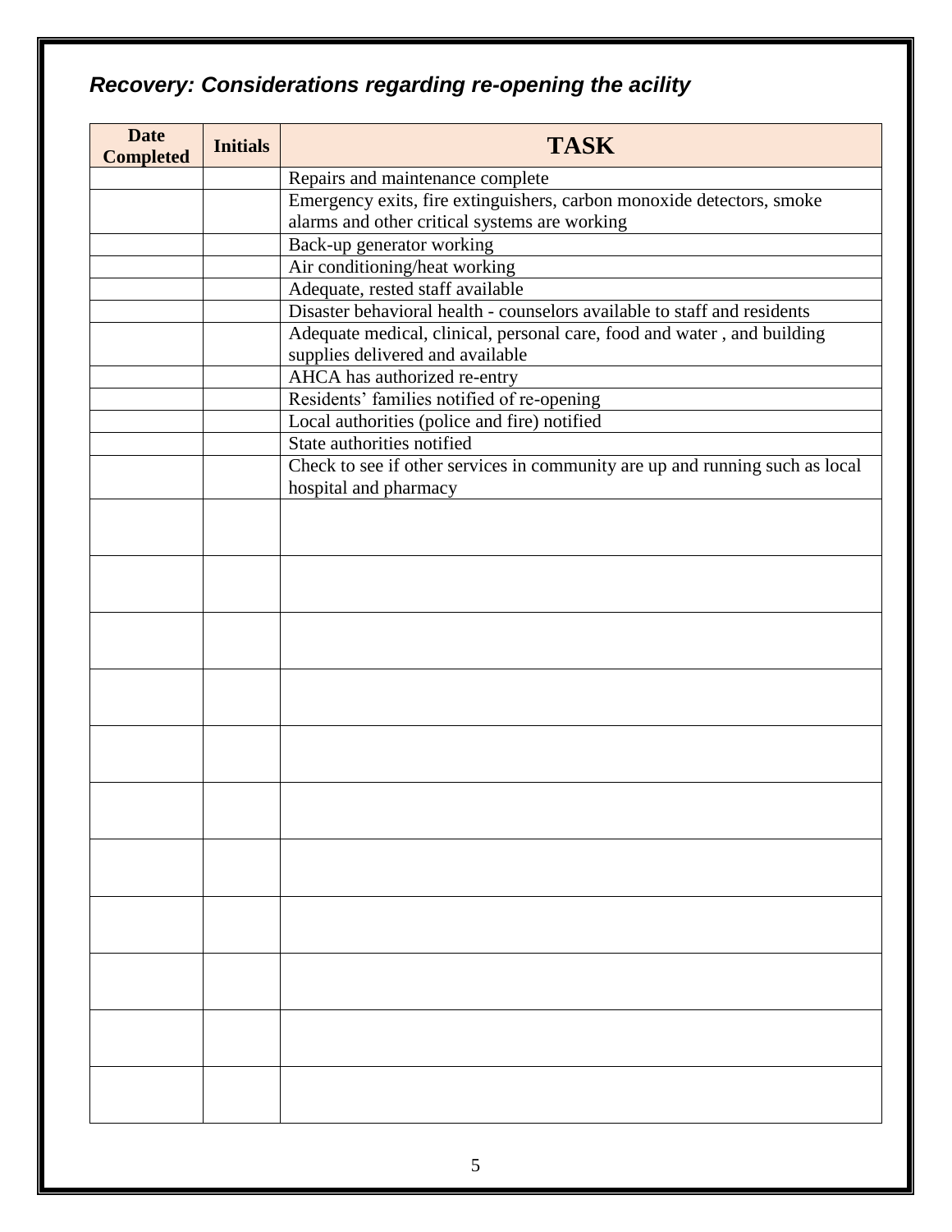### *Recovery: Considerations regarding re-opening the acility*

| Date Completed | Initials | TASK |
|---|---|---|
| | | Repairs and maintenance complete |
| | | Emergency exits, fire extinguishers, carbon monoxide detectors, smoke alarms and other critical systems are working |
| | | Back-up generator working |
| | | Air conditioning/heat working |
| | | Adequate, rested staff available |
| | | Disaster behavioral health - counselors available to staff and residents |
| | | Adequate medical, clinical, personal care, food and water , and building supplies delivered and available |
| | | AHCA has authorized re-entry |
| | | Residents' families notified of re-opening |
| | | Local authorities (police and fire) notified |
| | | State authorities notified |
| | | Check to see if other services in community are up and running such as local hospital and pharmacy |
| | | |
| | | |
| | | |
| | | |
| | | |
| | | |
| | | |
| | | |
| | | |
| | | |
| | | |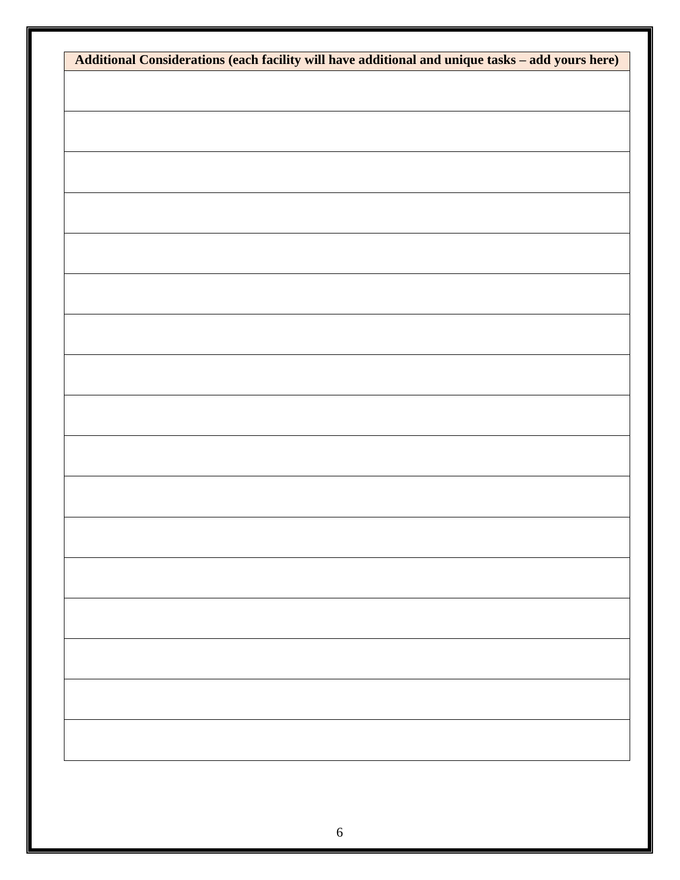| Additional Considerations (each facility will have additional and unique tasks – add yours here) |
| --- |
| |
| |
| |
| |
| |
| |
| |
| |
| |
| |
| |
| |
| |
| |
| |
| |
| |